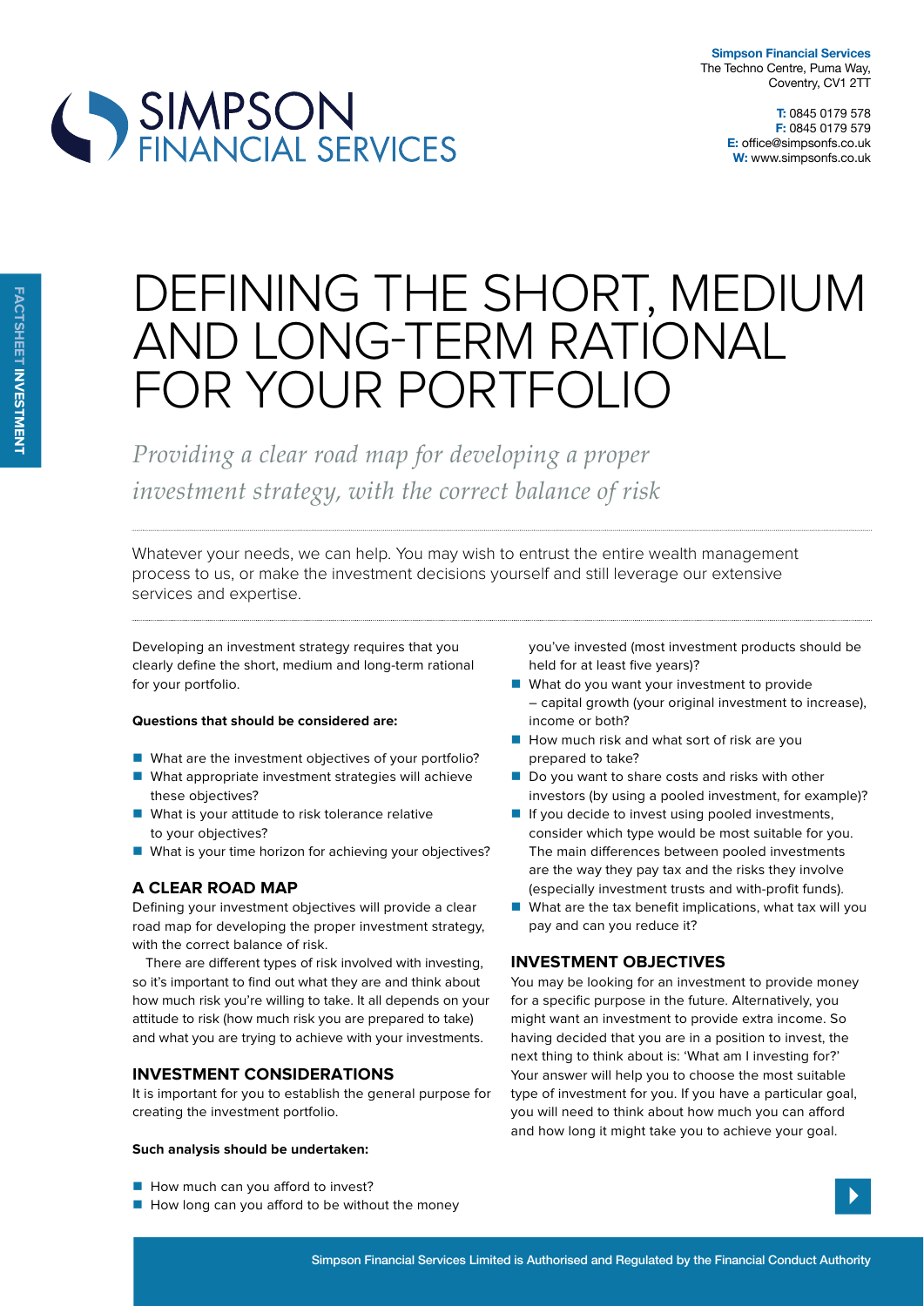**Simpson Financial Services**
The Techno Centre, Puma Way,
Coventry, CV1 2TT

**T:** 0845 0179 578
**F:** 0845 0179 579
**E:** office@simpsonfs.co.uk
**W:** www.simpsonfs.co.uk

FACTSHEET **INVESTMENT**

# DEFINING THE SHORT, MEDIUM AND LONG-TERM RATIONAL FOR YOUR PORTFOLIO

*Providing a clear road map for developing a proper investment strategy, with the correct balance of risk*

Whatever your needs, we can help. You may wish to entrust the entire wealth management process to us, or make the investment decisions yourself and still leverage our extensive services and expertise.

Developing an investment strategy requires that you clearly define the short, medium and long-term rational for your portfolio.

**Questions that should be considered are:**

- What are the investment objectives of your portfolio?
- What appropriate investment strategies will achieve these objectives?
- What is your attitude to risk tolerance relative to your objectives?
- What is your time horizon for achieving your objectives?

## A CLEAR ROAD MAP

Defining your investment objectives will provide a clear road map for developing the proper investment strategy, with the correct balance of risk.

There are different types of risk involved with investing, so it's important to find out what they are and think about how much risk you're willing to take. It all depends on your attitude to risk (how much risk you are prepared to take) and what you are trying to achieve with your investments.

## INVESTMENT CONSIDERATIONS

It is important for you to establish the general purpose for creating the investment portfolio.

**Such analysis should be undertaken:**

- How much can you afford to invest?
- How long can you afford to be without the money you've invested (most investment products should be held for at least five years)?
- What do you want your investment to provide – capital growth (your original investment to increase), income or both?
- How much risk and what sort of risk are you prepared to take?
- Do you want to share costs and risks with other investors (by using a pooled investment, for example)?
- If you decide to invest using pooled investments, consider which type would be most suitable for you. The main differences between pooled investments are the way they pay tax and the risks they involve (especially investment trusts and with-profit funds).
- What are the tax benefit implications, what tax will you pay and can you reduce it?

## INVESTMENT OBJECTIVES

You may be looking for an investment to provide money for a specific purpose in the future. Alternatively, you might want an investment to provide extra income. So having decided that you are in a position to invest, the next thing to think about is: 'What am I investing for?' Your answer will help you to choose the most suitable type of investment for you. If you have a particular goal, you will need to think about how much you can afford and how long it might take you to achieve your goal.

Simpson Financial Services Limited is Authorised and Regulated by the Financial Conduct Authority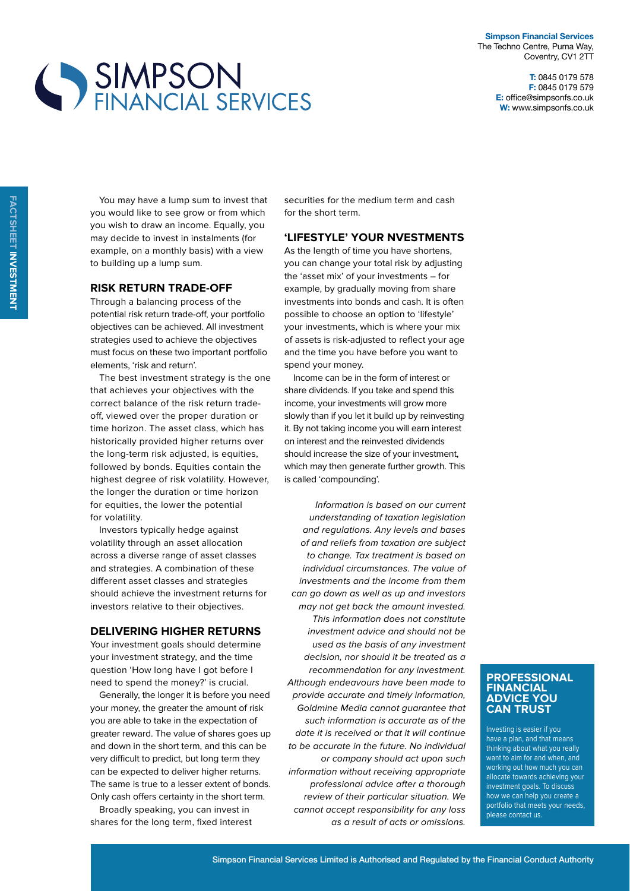**Simpson Financial Services**
The Techno Centre, Puma Way,
Coventry, CV1 2TT

**T:** 0845 0179 578
**F:** 0845 0179 579
**E:** office@simpsonfs.co.uk
**W:** www.simpsonfs.co.uk

FACTSHEET **INVESTMENT**

You may have a lump sum to invest that you would like to see grow or from which you wish to draw an income. Equally, you may decide to invest in instalments (for example, on a monthly basis) with a view to building up a lump sum.

## RISK RETURN TRADE-OFF

Through a balancing process of the potential risk return trade-off, your portfolio objectives can be achieved. All investment strategies used to achieve the objectives must focus on these two important portfolio elements, 'risk and return'.

The best investment strategy is the one that achieves your objectives with the correct balance of the risk return trade-off, viewed over the proper duration or time horizon. The asset class, which has historically provided higher returns over the long-term risk adjusted, is equities, followed by bonds. Equities contain the highest degree of risk volatility. However, the longer the duration or time horizon for equities, the lower the potential for volatility.

Investors typically hedge against volatility through an asset allocation across a diverse range of asset classes and strategies. A combination of these different asset classes and strategies should achieve the investment returns for investors relative to their objectives.

## DELIVERING HIGHER RETURNS

Your investment goals should determine your investment strategy, and the time question 'How long have I got before I need to spend the money?' is crucial.

Generally, the longer it is before you need your money, the greater the amount of risk you are able to take in the expectation of greater reward. The value of shares goes up and down in the short term, and this can be very difficult to predict, but long term they can be expected to deliver higher returns. The same is true to a lesser extent of bonds. Only cash offers certainty in the short term.

Broadly speaking, you can invest in shares for the long term, fixed interest securities for the medium term and cash for the short term.

## 'LIFESTYLE' YOUR NVESTMENTS

As the length of time you have shortens, you can change your total risk by adjusting the 'asset mix' of your investments – for example, by gradually moving from share investments into bonds and cash. It is often possible to choose an option to 'lifestyle' your investments, which is where your mix of assets is risk-adjusted to reflect your age and the time you have before you want to spend your money.

Income can be in the form of interest or share dividends. If you take and spend this income, your investments will grow more slowly than if you let it build up by reinvesting it. By not taking income you will earn interest on interest and the reinvested dividends should increase the size of your investment, which may then generate further growth. This is called 'compounding'.

*Information is based on our current understanding of taxation legislation and regulations. Any levels and bases of and reliefs from taxation are subject to change. Tax treatment is based on individual circumstances. The value of investments and the income from them can go down as well as up and investors may not get back the amount invested. This information does not constitute investment advice and should not be used as the basis of any investment decision, nor should it be treated as a recommendation for any investment. Although endeavours have been made to provide accurate and timely information, Goldmine Media cannot guarantee that such information is accurate as of the date it is received or that it will continue to be accurate in the future. No individual or company should act upon such information without receiving appropriate professional advice after a thorough review of their particular situation. We cannot accept responsibility for any loss as a result of acts or omissions.*

## PROFESSIONAL FINANCIAL ADVICE YOU CAN TRUST

Investing is easier if you have a plan, and that means thinking about what you really want to aim for and when, and working out how much you can allocate towards achieving your investment goals. To discuss how we can help you create a portfolio that meets your needs, please contact us.

Simpson Financial Services Limited is Authorised and Regulated by the Financial Conduct Authority